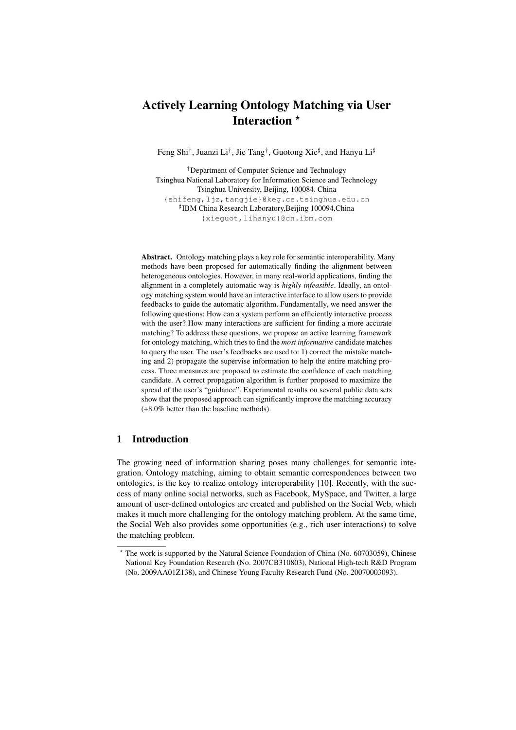# Actively Learning Ontology Matching via User Interaction *

Feng Shi[†], Juanzi Li[†], Jie Tang[†], Guotong Xie[♯], and Hanyu Li[♯]

[†]Department of Computer Science and Technology
Tsinghua National Laboratory for Information Science and Technology
Tsinghua University, Beijing, 100084. China
{shifeng,ljz,tangjie}@keg.cs.tsinghua.edu.cn
[♯]IBM China Research Laboratory,Beijing 100094,China
{xieguot,lihanyu}@cn.ibm.com

**Abstract.** Ontology matching plays a key role for semantic interoperability. Many methods have been proposed for automatically finding the alignment between heterogeneous ontologies. However, in many real-world applications, finding the alignment in a completely automatic way is *highly infeasible*. Ideally, an ontology matching system would have an interactive interface to allow users to provide feedbacks to guide the automatic algorithm. Fundamentally, we need answer the following questions: How can a system perform an efficiently interactive process with the user? How many interactions are sufficient for finding a more accurate matching? To address these questions, we propose an active learning framework for ontology matching, which tries to find the *most informative* candidate matches to query the user. The user's feedbacks are used to: 1) correct the mistake matching and 2) propagate the supervise information to help the entire matching process. Three measures are proposed to estimate the confidence of each matching candidate. A correct propagation algorithm is further proposed to maximize the spread of the user's "guidance". Experimental results on several public data sets show that the proposed approach can significantly improve the matching accuracy (+8.0% better than the baseline methods).

## 1 Introduction

The growing need of information sharing poses many challenges for semantic integration. Ontology matching, aiming to obtain semantic correspondences between two ontologies, is the key to realize ontology interoperability [10]. Recently, with the success of many online social networks, such as Facebook, MySpace, and Twitter, a large amount of user-defined ontologies are created and published on the Social Web, which makes it much more challenging for the ontology matching problem. At the same time, the Social Web also provides some opportunities (e.g., rich user interactions) to solve the matching problem.

* The work is supported by the Natural Science Foundation of China (No. 60703059), Chinese National Key Foundation Research (No. 2007CB310803), National High-tech R&D Program (No. 2009AA01Z138), and Chinese Young Faculty Research Fund (No. 20070003093).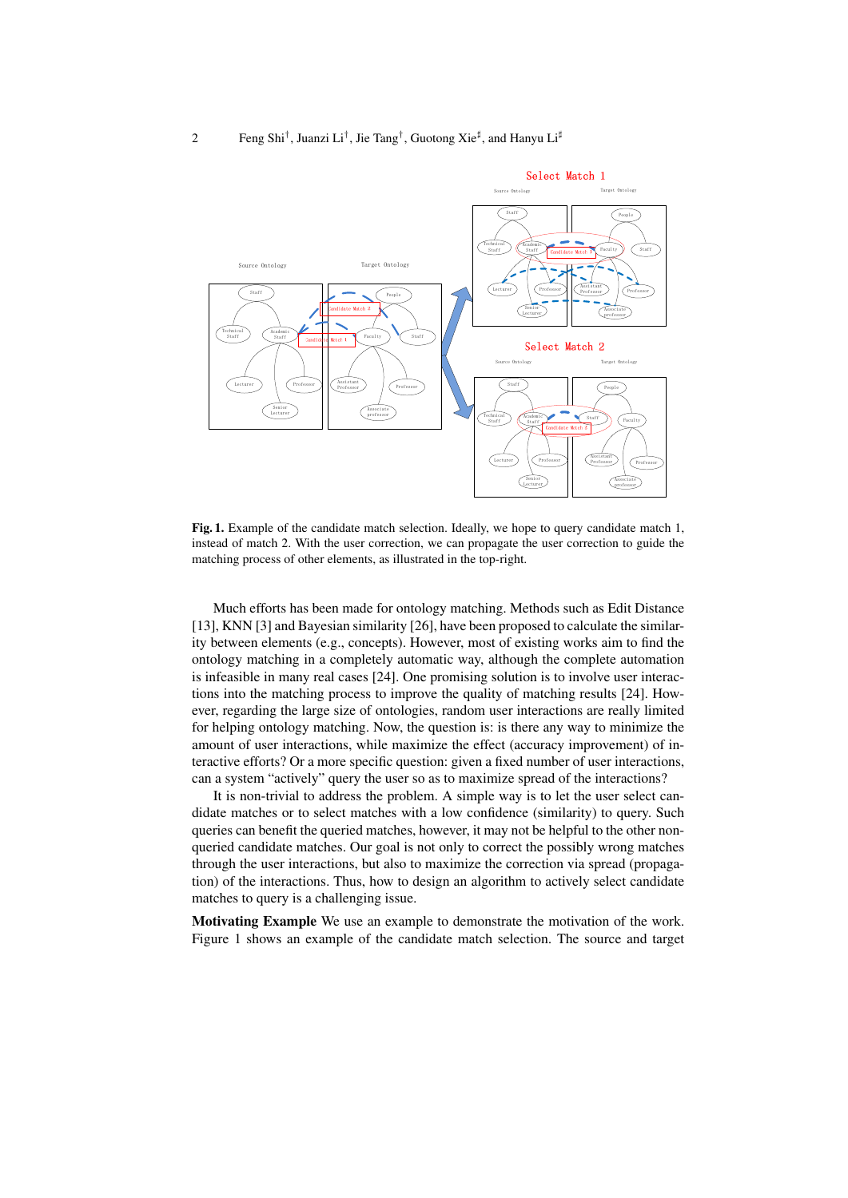Fig. 1. Example of the candidate match selection. Ideally, we hope to query candidate match 1, instead of match 2. With the user correction, we can propagate the user correction to guide the matching process of other elements, as illustrated in the top-right.

Much efforts has been made for ontology matching. Methods such as Edit Distance [13], KNN [3] and Bayesian similarity [26], have been proposed to calculate the similarity between elements (e.g., concepts). However, most of existing works aim to find the ontology matching in a completely automatic way, although the complete automation is infeasible in many real cases [24]. One promising solution is to involve user interactions into the matching process to improve the quality of matching results [24]. However, regarding the large size of ontologies, random user interactions are really limited for helping ontology matching. Now, the question is: is there any way to minimize the amount of user interactions, while maximize the effect (accuracy improvement) of interactive efforts? Or a more specific question: given a fixed number of user interactions, can a system "actively" query the user so as to maximize spread of the interactions?

It is non-trivial to address the problem. A simple way is to let the user select candidate matches or to select matches with a low confidence (similarity) to query. Such queries can benefit the queried matches, however, it may not be helpful to the other non-queried candidate matches. Our goal is not only to correct the possibly wrong matches through the user interactions, but also to maximize the correction via spread (propagation) of the interactions. Thus, how to design an algorithm to actively select candidate matches to query is a challenging issue.

**Motivating Example** We use an example to demonstrate the motivation of the work. Figure 1 shows an example of the candidate match selection. The source and target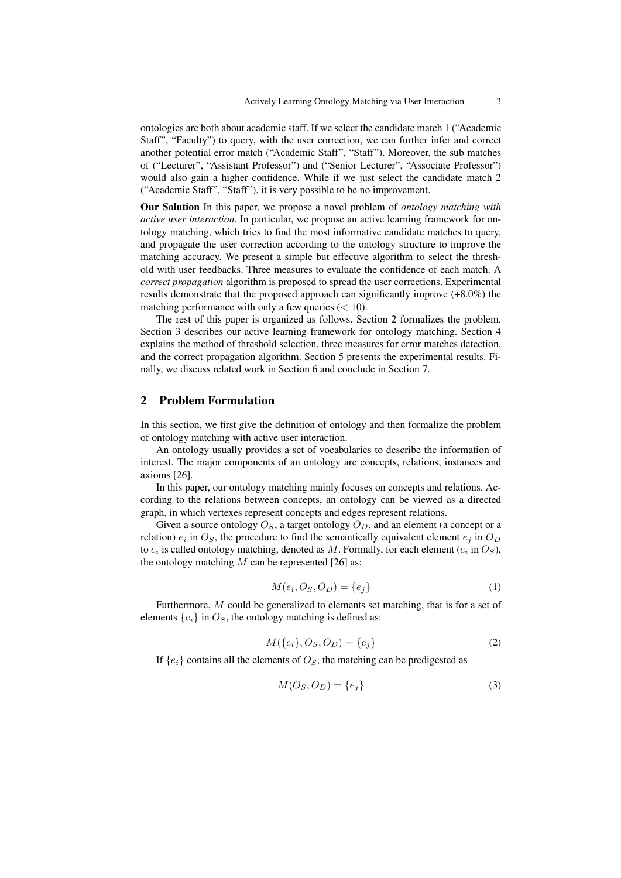ontologies are both about academic staff. If we select the candidate match 1 ("Academic Staff", "Faculty") to query, with the user correction, we can further infer and correct another potential error match ("Academic Staff", "Staff"). Moreover, the sub matches of ("Lecturer", "Assistant Professor") and ("Senior Lecturer", "Associate Professor") would also gain a higher confidence. While if we just select the candidate match 2 ("Academic Staff", "Staff"), it is very possible to be no improvement.

**Our Solution** In this paper, we propose a novel problem of *ontology matching with active user interaction*. In particular, we propose an active learning framework for ontology matching, which tries to find the most informative candidate matches to query, and propagate the user correction according to the ontology structure to improve the matching accuracy. We present a simple but effective algorithm to select the threshold with user feedbacks. Three measures to evaluate the confidence of each match. A *correct propagation* algorithm is proposed to spread the user corrections. Experimental results demonstrate that the proposed approach can significantly improve (+8.0%) the matching performance with only a few queries ($< 10$).

The rest of this paper is organized as follows. Section 2 formalizes the problem. Section 3 describes our active learning framework for ontology matching. Section 4 explains the method of threshold selection, three measures for error matches detection, and the correct propagation algorithm. Section 5 presents the experimental results. Finally, we discuss related work in Section 6 and conclude in Section 7.

## 2 Problem Formulation

In this section, we first give the definition of ontology and then formalize the problem of ontology matching with active user interaction.

An ontology usually provides a set of vocabularies to describe the information of interest. The major components of an ontology are concepts, relations, instances and axioms [26].

In this paper, our ontology matching mainly focuses on concepts and relations. According to the relations between concepts, an ontology can be viewed as a directed graph, in which vertexes represent concepts and edges represent relations.

Given a source ontology $O_S$, a target ontology $O_D$, and an element (a concept or a relation) $e_i$ in $O_S$, the procedure to find the semantically equivalent element $e_j$ in $O_D$ to $e_i$ is called ontology matching, denoted as $M$. Formally, for each element ($e_i$ in $O_S$), the ontology matching $M$ can be represented [26] as:

$$M(e_i, O_S, O_D) = \{e_j\} \tag{1}$$

Furthermore, $M$ could be generalized to elements set matching, that is for a set of elements $\{e_i\}$ in $O_S$, the ontology matching is defined as:

$$M(\{e_i\}, O_S, O_D) = \{e_j\} \tag{2}$$

If $\{e_i\}$ contains all the elements of $O_S$, the matching can be predigested as

$$M(O_S, O_D) = \{e_j\} \tag{3}$$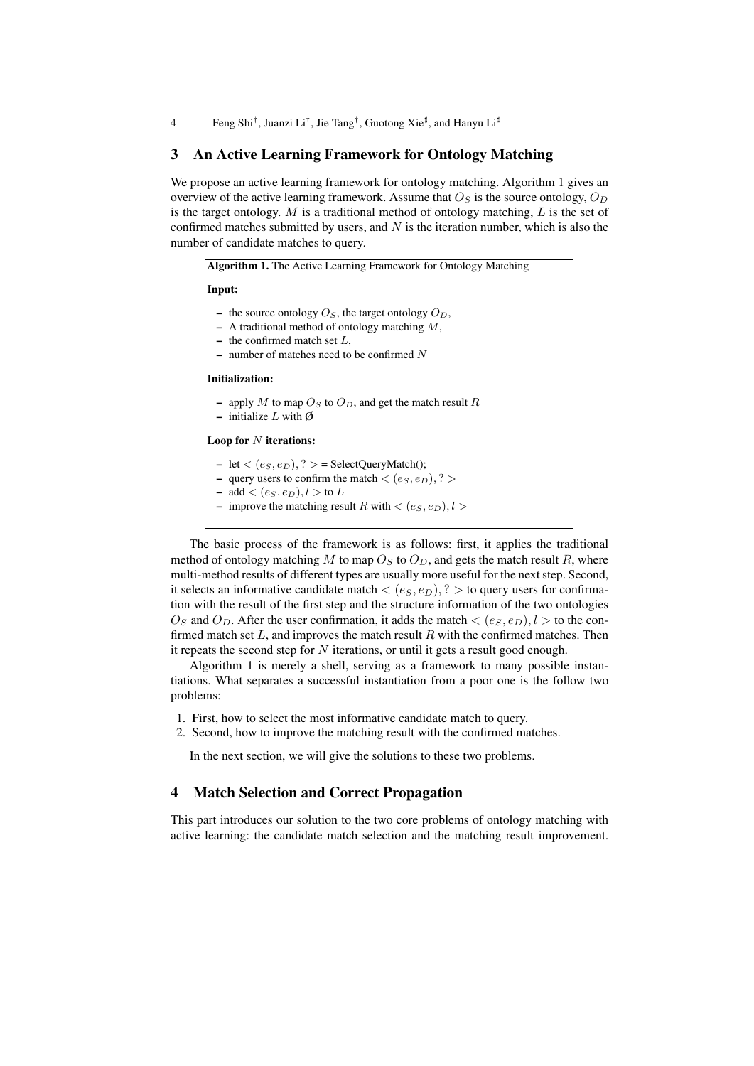## 3 An Active Learning Framework for Ontology Matching

We propose an active learning framework for ontology matching. Algorithm 1 gives an overview of the active learning framework. Assume that $O_S$ is the source ontology, $O_D$ is the target ontology. $M$ is a traditional method of ontology matching, $L$ is the set of confirmed matches submitted by users, and $N$ is the iteration number, which is also the number of candidate matches to query.

**Algorithm 1.** The Active Learning Framework for Ontology Matching

**Input:**

- the source ontology $O_S$, the target ontology $O_D$,
- A traditional method of ontology matching $M$,
- the confirmed match set $L$,
- number of matches need to be confirmed $N$

**Initialization:**

- apply $M$ to map $O_S$ to $O_D$, and get the match result $R$
- initialize $L$ with Ø

**Loop for $N$ iterations:**

- let $< (e_S, e_D), ? >$ = SelectQueryMatch();
- query users to confirm the match $< (e_S, e_D), ? >$
- add $< (e_S, e_D), l >$ to $L$
- improve the matching result $R$ with $< (e_S, e_D), l >$

The basic process of the framework is as follows: first, it applies the traditional method of ontology matching $M$ to map $O_S$ to $O_D$, and gets the match result $R$, where multi-method results of different types are usually more useful for the next step. Second, it selects an informative candidate match $< (e_S, e_D), ? >$ to query users for confirmation with the result of the first step and the structure information of the two ontologies $O_S$ and $O_D$. After the user confirmation, it adds the match $< (e_S, e_D), l >$ to the confirmed match set $L$, and improves the match result $R$ with the confirmed matches. Then it repeats the second step for $N$ iterations, or until it gets a result good enough.

Algorithm 1 is merely a shell, serving as a framework to many possible instantiations. What separates a successful instantiation from a poor one is the follow two problems:

1. First, how to select the most informative candidate match to query.
2. Second, how to improve the matching result with the confirmed matches.

In the next section, we will give the solutions to these two problems.

## 4 Match Selection and Correct Propagation

This part introduces our solution to the two core problems of ontology matching with active learning: the candidate match selection and the matching result improvement.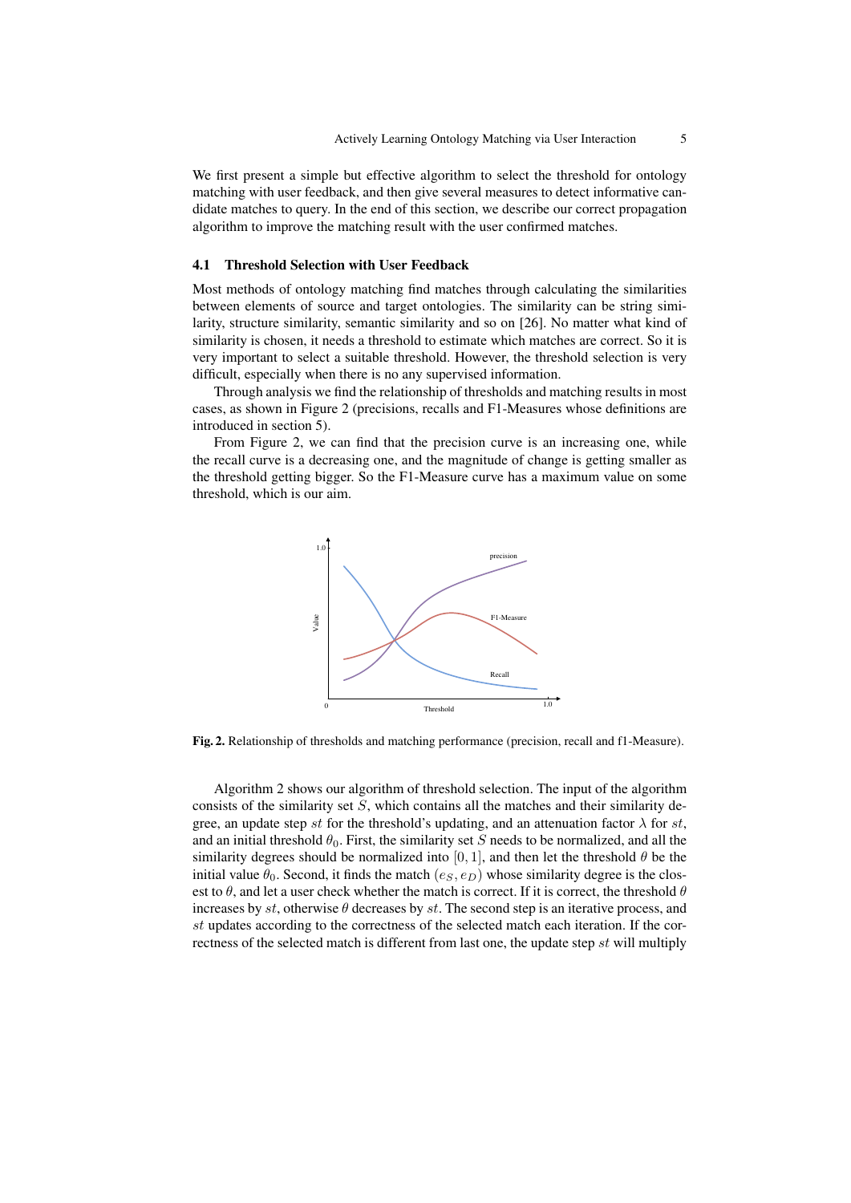We first present a simple but effective algorithm to select the threshold for ontology matching with user feedback, and then give several measures to detect informative candidate matches to query. In the end of this section, we describe our correct propagation algorithm to improve the matching result with the user confirmed matches.

### 4.1 Threshold Selection with User Feedback

Most methods of ontology matching find matches through calculating the similarities between elements of source and target ontologies. The similarity can be string similarity, structure similarity, semantic similarity and so on [26]. No matter what kind of similarity is chosen, it needs a threshold to estimate which matches are correct. So it is very important to select a suitable threshold. However, the threshold selection is very difficult, especially when there is no any supervised information.

Through analysis we find the relationship of thresholds and matching results in most cases, as shown in Figure 2 (precisions, recalls and F1-Measures whose definitions are introduced in section 5).

From Figure 2, we can find that the precision curve is an increasing one, while the recall curve is a decreasing one, and the magnitude of change is getting smaller as the threshold getting bigger. So the F1-Measure curve has a maximum value on some threshold, which is our aim.

**Fig. 2.** Relationship of thresholds and matching performance (precision, recall and f1-Measure).

Algorithm 2 shows our algorithm of threshold selection. The input of the algorithm consists of the similarity set $S$, which contains all the matches and their similarity degree, an update step $st$ for the threshold's updating, and an attenuation factor $\lambda$ for $st$, and an initial threshold $\theta_0$. First, the similarity set $S$ needs to be normalized, and all the similarity degrees should be normalized into $[0, 1]$, and then let the threshold $\theta$ be the initial value $\theta_0$. Second, it finds the match $(e_S, e_D)$ whose similarity degree is the closest to $\theta$, and let a user check whether the match is correct. If it is correct, the threshold $\theta$ increases by $st$, otherwise $\theta$ decreases by $st$. The second step is an iterative process, and $st$ updates according to the correctness of the selected match each iteration. If the correctness of the selected match is different from last one, the update step $st$ will multiply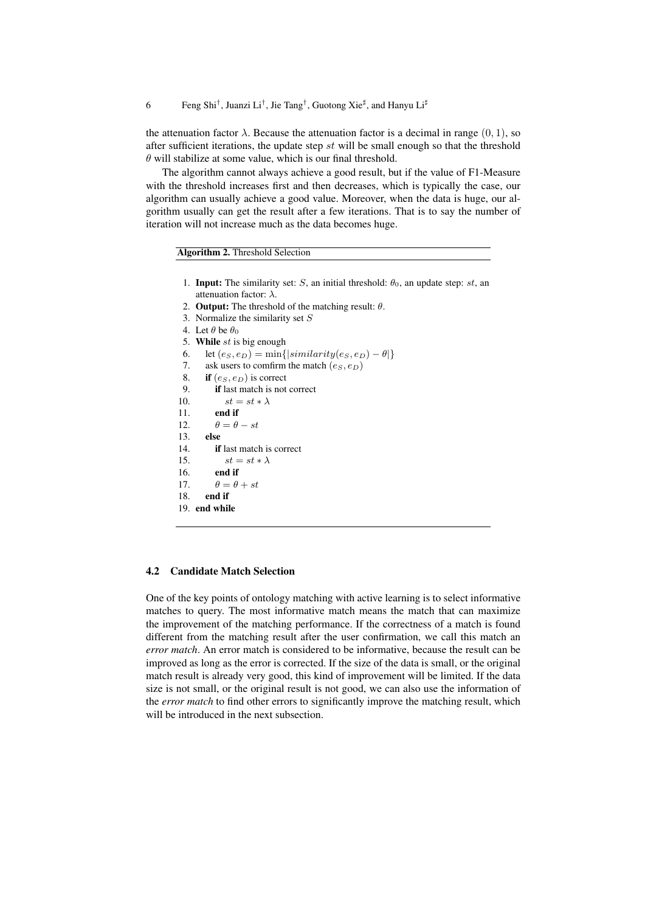the attenuation factor $\lambda$. Because the attenuation factor is a decimal in range $(0, 1)$, so after sufficient iterations, the update step $st$ will be small enough so that the threshold $\theta$ will stabilize at some value, which is our final threshold.

The algorithm cannot always achieve a good result, but if the value of F1-Measure with the threshold increases first and then decreases, which is typically the case, our algorithm can usually achieve a good value. Moreover, when the data is huge, our algorithm usually can get the result after a few iterations. That is to say the number of iteration will not increase much as the data becomes huge.

**Algorithm 2.** Threshold Selection

1. **Input:** The similarity set: $S$, an initial threshold: $\theta_0$, an update step: $st$, an attenuation factor: $\lambda$.
2. **Output:** The threshold of the matching result: $\theta$.
3. Normalize the similarity set $S$
4. Let $\theta$ be $\theta_0$
5. **While** $st$ is big enough
6. &nbsp;&nbsp;&nbsp;&nbsp;let $(e_S, e_D) = \min\{|similarity(e_S, e_D) - \theta|\}$
7. &nbsp;&nbsp;&nbsp;&nbsp;ask users to comfirm the match $(e_S, e_D)$
8. &nbsp;&nbsp;&nbsp;&nbsp;**if** $(e_S, e_D)$ is correct
9. &nbsp;&nbsp;&nbsp;&nbsp;&nbsp;&nbsp;&nbsp;&nbsp;**if** last match is not correct
10. &nbsp;&nbsp;&nbsp;&nbsp;&nbsp;&nbsp;&nbsp;&nbsp;&nbsp;&nbsp;&nbsp;&nbsp;$st = st * \lambda$
11. &nbsp;&nbsp;&nbsp;&nbsp;&nbsp;&nbsp;&nbsp;&nbsp;**end if**
12. &nbsp;&nbsp;&nbsp;&nbsp;&nbsp;&nbsp;&nbsp;&nbsp;$\theta = \theta - st$
13. &nbsp;&nbsp;&nbsp;&nbsp;**else**
14. &nbsp;&nbsp;&nbsp;&nbsp;&nbsp;&nbsp;&nbsp;&nbsp;**if** last match is correct
15. &nbsp;&nbsp;&nbsp;&nbsp;&nbsp;&nbsp;&nbsp;&nbsp;&nbsp;&nbsp;&nbsp;&nbsp;$st = st * \lambda$
16. &nbsp;&nbsp;&nbsp;&nbsp;&nbsp;&nbsp;&nbsp;&nbsp;**end if**
17. &nbsp;&nbsp;&nbsp;&nbsp;&nbsp;&nbsp;&nbsp;&nbsp;$\theta = \theta + st$
18. &nbsp;&nbsp;&nbsp;&nbsp;**end if**
19. **end while**

### 4.2 Candidate Match Selection

One of the key points of ontology matching with active learning is to select informative matches to query. The most informative match means the match that can maximize the improvement of the matching performance. If the correctness of a match is found different from the matching result after the user confirmation, we call this match an *error match*. An error match is considered to be informative, because the result can be improved as long as the error is corrected. If the size of the data is small, or the original match result is already very good, this kind of improvement will be limited. If the data size is not small, or the original result is not good, we can also use the information of the *error match* to find other errors to significantly improve the matching result, which will be introduced in the next subsection.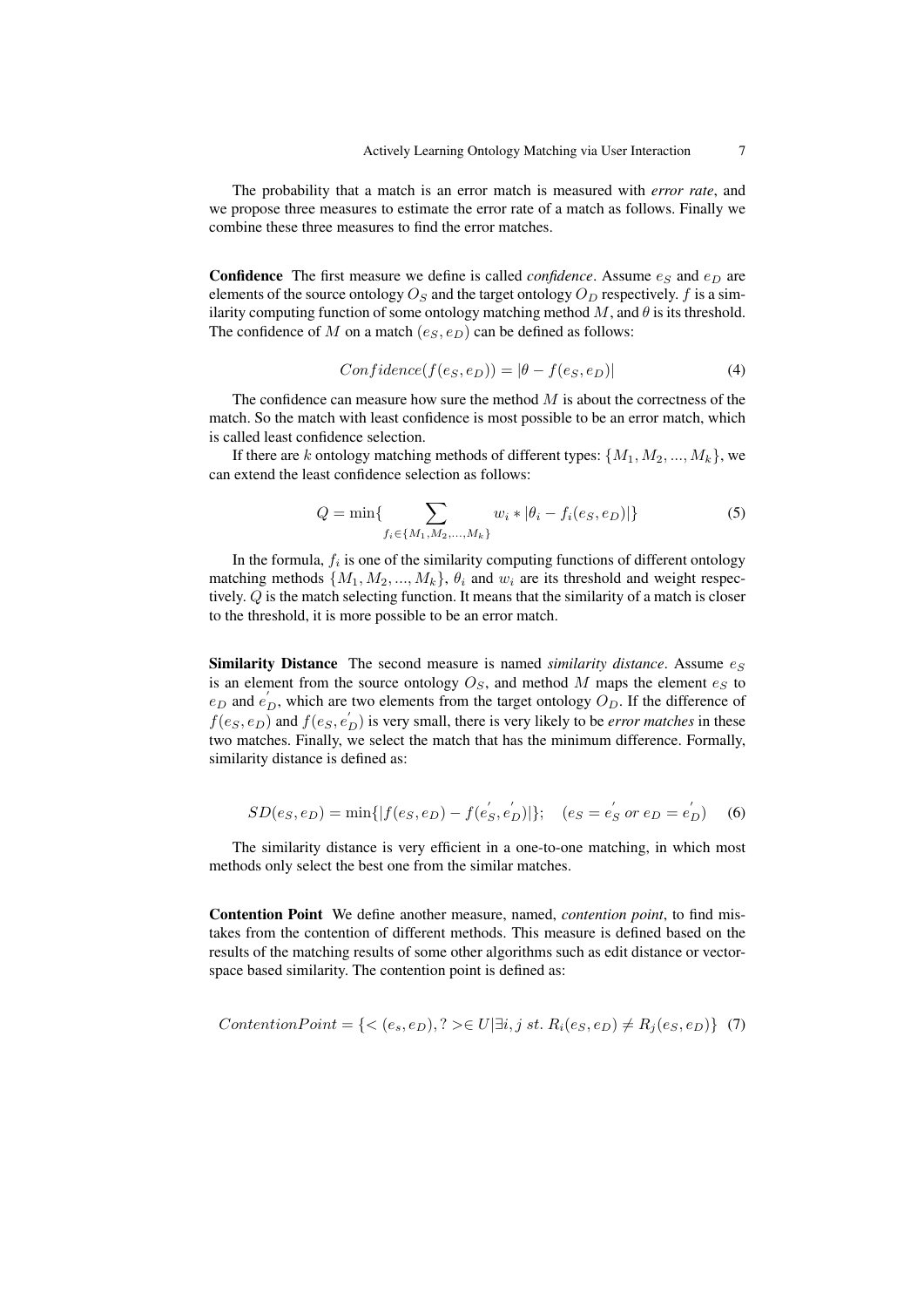The probability that a match is an error match is measured with *error rate*, and we propose three measures to estimate the error rate of a match as follows. Finally we combine these three measures to find the error matches.

**Confidence** The first measure we define is called *confidence*. Assume $e_S$ and $e_D$ are elements of the source ontology $O_S$ and the target ontology $O_D$ respectively. $f$ is a similarity computing function of some ontology matching method $M$, and $\theta$ is its threshold. The confidence of $M$ on a match $(e_S, e_D)$ can be defined as follows:

$$Confidence(f(e_S, e_D)) = |\theta - f(e_S, e_D)| \tag{4}$$

The confidence can measure how sure the method $M$ is about the correctness of the match. So the match with least confidence is most possible to be an error match, which is called least confidence selection.

If there are $k$ ontology matching methods of different types: $\{M_1, M_2, ..., M_k\}$, we can extend the least confidence selection as follows:

$$Q = \min\{\sum_{f_i \in \{M_1, M_2, ..., M_k\}} w_i * |\theta_i - f_i(e_S, e_D)|\} \tag{5}$$

In the formula, $f_i$ is one of the similarity computing functions of different ontology matching methods $\{M_1, M_2, ..., M_k\}$, $\theta_i$ and $w_i$ are its threshold and weight respectively. $Q$ is the match selecting function. It means that the similarity of a match is closer to the threshold, it is more possible to be an error match.

**Similarity Distance** The second measure is named *similarity distance*. Assume $e_S$ is an element from the source ontology $O_S$, and method $M$ maps the element $e_S$ to $e_D$ and $e_D^{'}$, which are two elements from the target ontology $O_D$. If the difference of $f(e_S, e_D)$ and $f(e_S, e_D^{'})$ is very small, there is very likely to be *error matches* in these two matches. Finally, we select the match that has the minimum difference. Formally, similarity distance is defined as:

$$SD(e_S, e_D) = \min\{|f(e_S, e_D) - f(e_S^{'}, e_D^{'})|\}; \quad (e_S = e_S^{'} \; or \; e_D = e_D^{'}) \tag{6}$$

The similarity distance is very efficient in a one-to-one matching, in which most methods only select the best one from the similar matches.

**Contention Point** We define another measure, named, *contention point*, to find mistakes from the contention of different methods. This measure is defined based on the results of the matching results of some other algorithms such as edit distance or vector-space based similarity. The contention point is defined as:

$$ContentionPoint = \{< (e_s, e_D), ? > \in U | \exists i, j \; st. \; R_i(e_S, e_D) \neq R_j(e_S, e_D)\} \tag{7}$$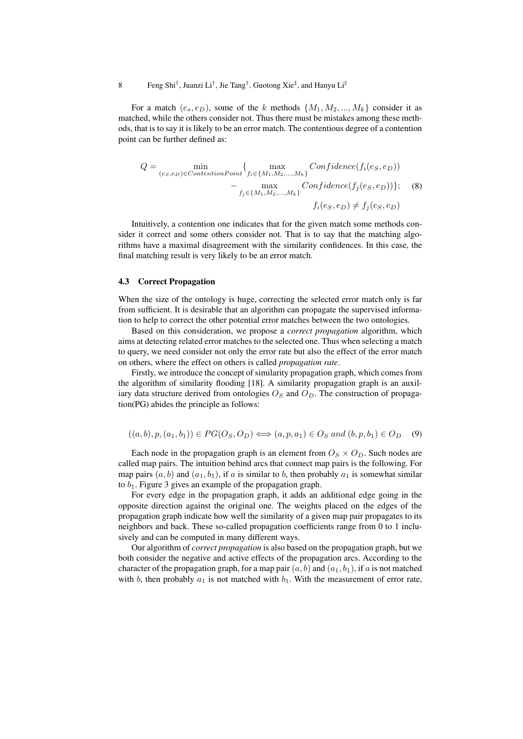For a match $(e_s, e_D)$, some of the $k$ methods $\{M_1, M_2, ..., M_k\}$ consider it as matched, while the others consider not. Thus there must be mistakes among these methods, that is to say it is likely to be an error match. The contentious degree of a contention point can be further defined as:

$$
\begin{aligned}
Q = \min_{(e_S,e_D) \in ContentionPoint} \{ & \max_{f_i \in \{M_1,M_2,...,M_k\}} Confidence(f_i(e_S, e_D)) \\
& - \max_{f_j \in \{M_1,M_2,...,M_k\}} Confidence(f_j(e_S, e_D)) \}; \\
& \qquad f_i(e_S, e_D) \neq f_j(e_S, e_D)
\end{aligned} \tag{8}
$$

Intuitively, a contention one indicates that for the given match some methods consider it correct and some others consider not. That is to say that the matching algorithms have a maximal disagreement with the similarity confidences. In this case, the final matching result is very likely to be an error match.

### 4.3 Correct Propagation

When the size of the ontology is huge, correcting the selected error match only is far from sufficient. It is desirable that an algorithm can propagate the supervised information to help to correct the other potential error matches between the two ontologies.

Based on this consideration, we propose a *correct propagation* algorithm, which aims at detecting related error matches to the selected one. Thus when selecting a match to query, we need consider not only the error rate but also the effect of the error match on others, where the effect on others is called *propagation rate*.

Firstly, we introduce the concept of similarity propagation graph, which comes from the algorithm of similarity flooding [18]. A similarity propagation graph is an auxiliary data structure derived from ontologies $O_S$ and $O_D$. The construction of propagation(PG) abides the principle as follows:

$$
((a, b), p, (a_1, b_1)) \in PG(O_S, O_D) \Longleftrightarrow (a, p, a_1) \in O_S \ and \ (b, p, b_1) \in O_D \tag{9}
$$

Each node in the propagation graph is an element from $O_S \times O_D$. Such nodes are called map pairs. The intuition behind arcs that connect map pairs is the following. For map pairs $(a, b)$ and $(a_1, b_1)$, if $a$ is similar to $b$, then probably $a_1$ is somewhat similar to $b_1$. Figure 3 gives an example of the propagation graph.

For every edge in the propagation graph, it adds an additional edge going in the opposite direction against the original one. The weights placed on the edges of the propagation graph indicate how well the similarity of a given map pair propagates to its neighbors and back. These so-called propagation coefficients range from 0 to 1 inclusively and can be computed in many different ways.

Our algorithm of *correct propagation* is also based on the propagation graph, but we both consider the negative and active effects of the propagation arcs. According to the character of the propagation graph, for a map pair $(a, b)$ and $(a_1, b_1)$, if $a$ is not matched with $b$, then probably $a_1$ is not matched with $b_1$. With the measurement of error rate,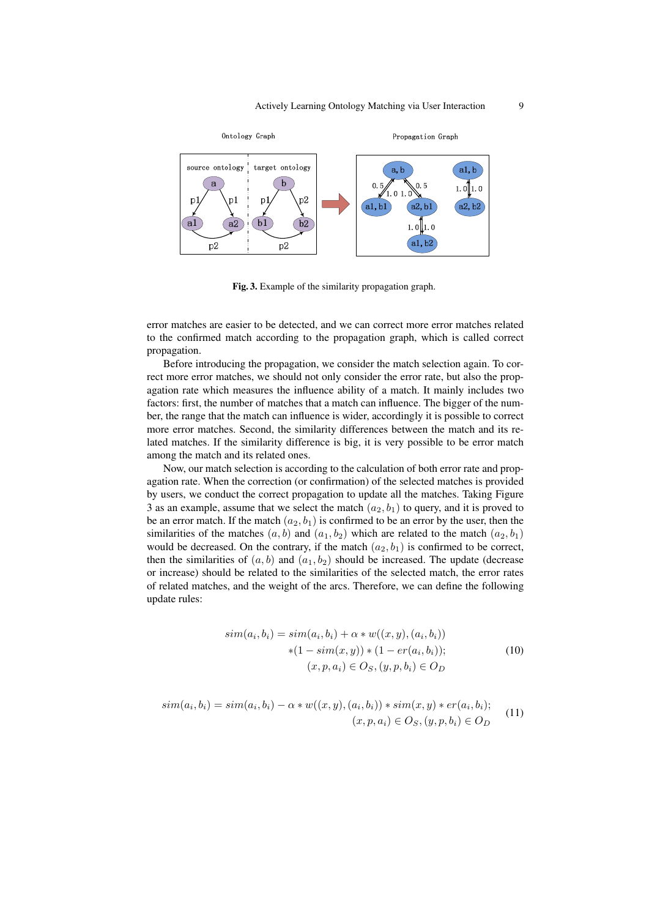**Fig. 3.** Example of the similarity propagation graph.

error matches are easier to be detected, and we can correct more error matches related to the confirmed match according to the propagation graph, which is called correct propagation.

Before introducing the propagation, we consider the match selection again. To correct more error matches, we should not only consider the error rate, but also the propagation rate which measures the influence ability of a match. It mainly includes two factors: first, the number of matches that a match can influence. The bigger of the number, the range that the match can influence is wider, accordingly it is possible to correct more error matches. Second, the similarity differences between the match and its related matches. If the similarity difference is big, it is very possible to be error match among the match and its related ones.

Now, our match selection is according to the calculation of both error rate and propagation rate. When the correction (or confirmation) of the selected matches is provided by users, we conduct the correct propagation to update all the matches. Taking Figure 3 as an example, assume that we select the match $(a_2, b_1)$ to query, and it is proved to be an error match. If the match $(a_2, b_1)$ is confirmed to be an error by the user, then the similarities of the matches $(a, b)$ and $(a_1, b_2)$ which are related to the match $(a_2, b_1)$ would be decreased. On the contrary, if the match $(a_2, b_1)$ is confirmed to be correct, then the similarities of $(a, b)$ and $(a_1, b_2)$ should be increased. The update (decrease or increase) should be related to the similarities of the selected match, the error rates of related matches, and the weight of the arcs. Therefore, we can define the following update rules:

$$
\begin{aligned}
sim(a_i, b_i) = sim(a_i, b_i) + \alpha * w((x, y), (a_i, b_i)) \\
*(1 - sim(x, y)) * (1 - er(a_i, b_i)); \\
(x, p, a_i) \in O_S, (y, p, b_i) \in O_D
\end{aligned}
\tag{10}
$$

$$
\begin{aligned}
sim(a_i, b_i) = sim(a_i, b_i) - \alpha * w((x, y), (a_i, b_i)) * sim(x, y) * er(a_i, b_i); \\
(x, p, a_i) \in O_S, (y, p, b_i) \in O_D
\end{aligned}
\tag{11}
$$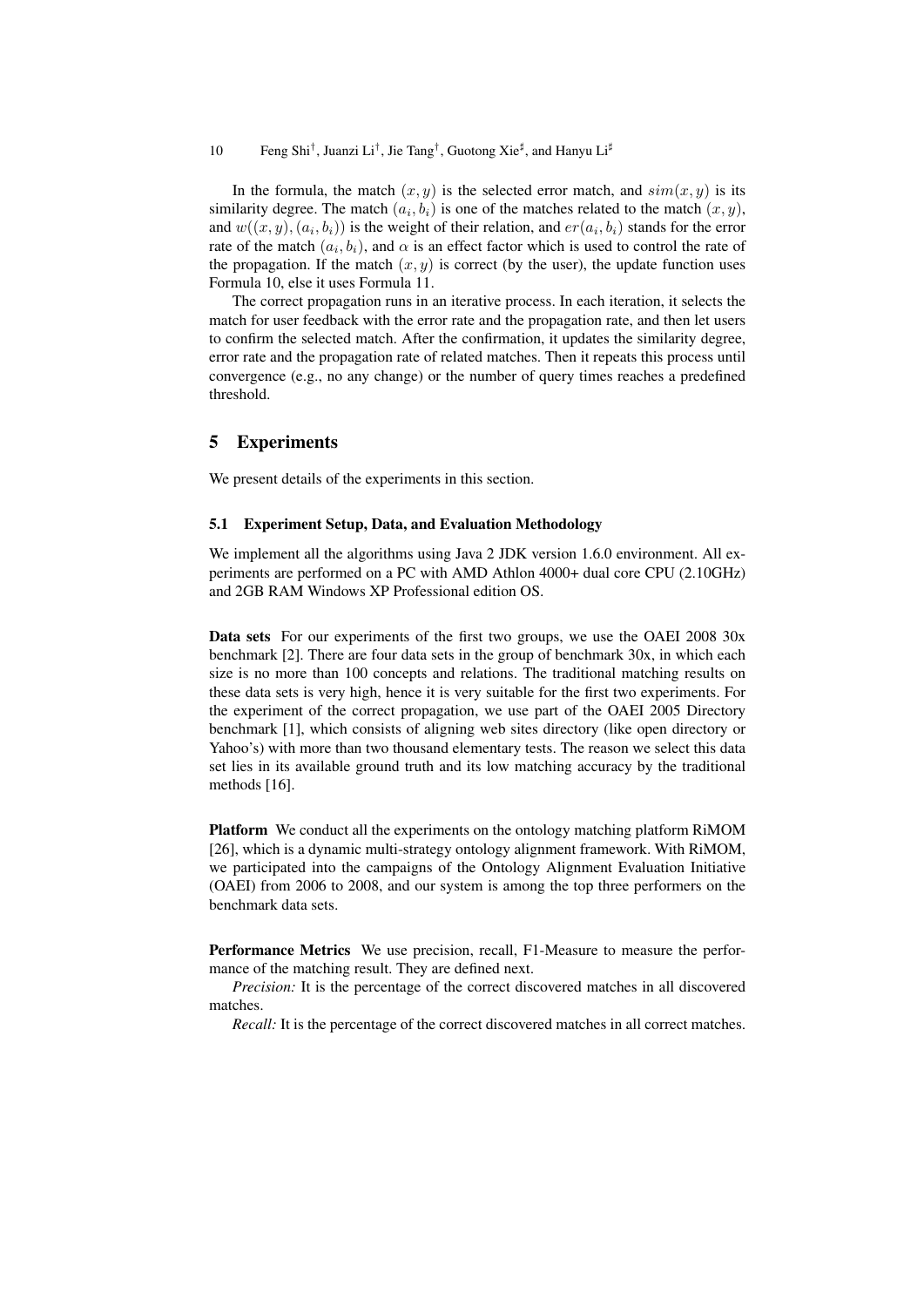In the formula, the match $(x, y)$ is the selected error match, and $sim(x, y)$ is its similarity degree. The match $(a_i, b_i)$ is one of the matches related to the match $(x, y)$, and $w((x, y), (a_i, b_i))$ is the weight of their relation, and $er(a_i, b_i)$ stands for the error rate of the match $(a_i, b_i)$, and $\alpha$ is an effect factor which is used to control the rate of the propagation. If the match $(x, y)$ is correct (by the user), the update function uses Formula 10, else it uses Formula 11.

The correct propagation runs in an iterative process. In each iteration, it selects the match for user feedback with the error rate and the propagation rate, and then let users to confirm the selected match. After the confirmation, it updates the similarity degree, error rate and the propagation rate of related matches. Then it repeats this process until convergence (e.g., no any change) or the number of query times reaches a predefined threshold.

## 5 Experiments

We present details of the experiments in this section.

### 5.1 Experiment Setup, Data, and Evaluation Methodology

We implement all the algorithms using Java 2 JDK version 1.6.0 environment. All experiments are performed on a PC with AMD Athlon 4000+ dual core CPU (2.10GHz) and 2GB RAM Windows XP Professional edition OS.

**Data sets** For our experiments of the first two groups, we use the OAEI 2008 30x benchmark [2]. There are four data sets in the group of benchmark 30x, in which each size is no more than 100 concepts and relations. The traditional matching results on these data sets is very high, hence it is very suitable for the first two experiments. For the experiment of the correct propagation, we use part of the OAEI 2005 Directory benchmark [1], which consists of aligning web sites directory (like open directory or Yahoo's) with more than two thousand elementary tests. The reason we select this data set lies in its available ground truth and its low matching accuracy by the traditional methods [16].

**Platform** We conduct all the experiments on the ontology matching platform RiMOM [26], which is a dynamic multi-strategy ontology alignment framework. With RiMOM, we participated into the campaigns of the Ontology Alignment Evaluation Initiative (OAEI) from 2006 to 2008, and our system is among the top three performers on the benchmark data sets.

**Performance Metrics** We use precision, recall, F1-Measure to measure the performance of the matching result. They are defined next.

*Precision:* It is the percentage of the correct discovered matches in all discovered matches.

*Recall:* It is the percentage of the correct discovered matches in all correct matches.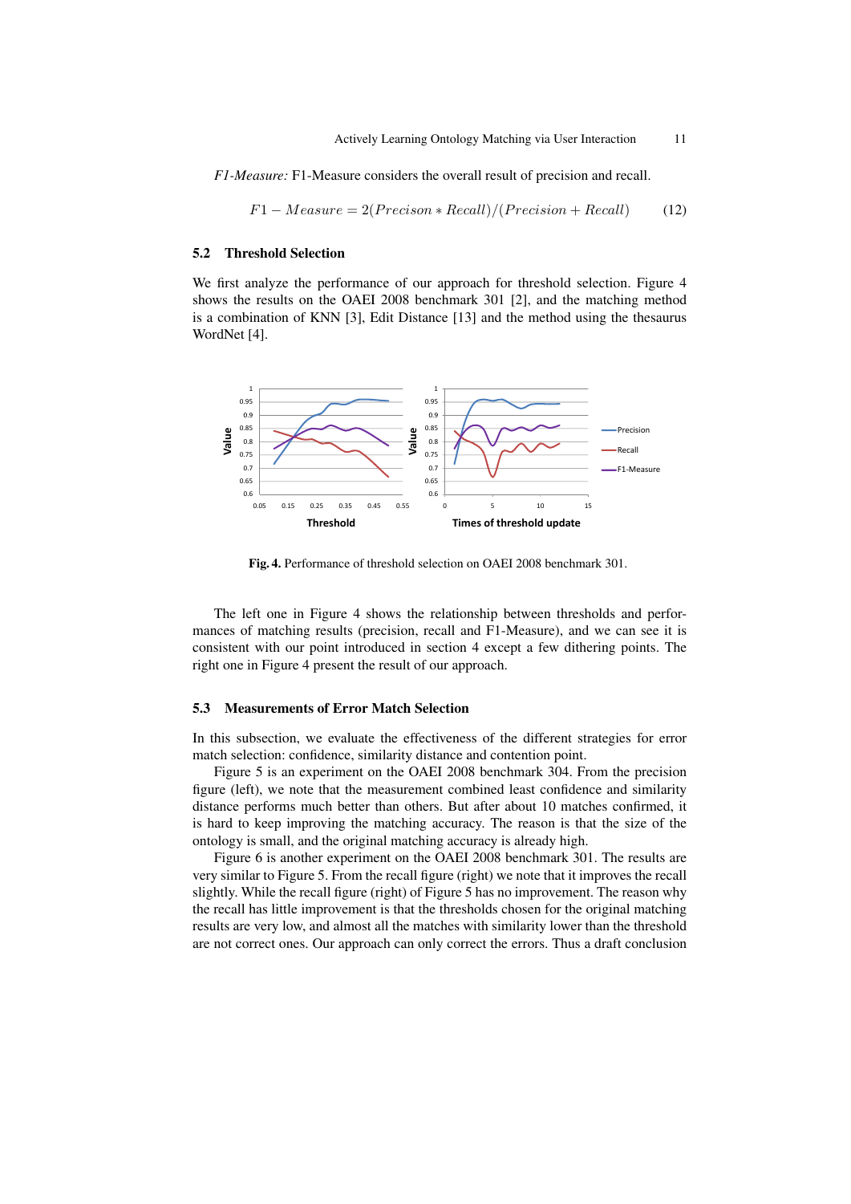*F1-Measure:* F1-Measure considers the overall result of precision and recall.

$$F1 - Measure = 2(Precison * Recall)/(Precision + Recall) \quad (12)$$

### 5.2 Threshold Selection

We first analyze the performance of our approach for threshold selection. Figure 4 shows the results on the OAEI 2008 benchmark 301 [2], and the matching method is a combination of KNN [3], Edit Distance [13] and the method using the thesaurus WordNet [4].

**Fig. 4.** Performance of threshold selection on OAEI 2008 benchmark 301.

The left one in Figure 4 shows the relationship between thresholds and performances of matching results (precision, recall and F1-Measure), and we can see it is consistent with our point introduced in section 4 except a few dithering points. The right one in Figure 4 present the result of our approach.

### 5.3 Measurements of Error Match Selection

In this subsection, we evaluate the effectiveness of the different strategies for error match selection: confidence, similarity distance and contention point.

Figure 5 is an experiment on the OAEI 2008 benchmark 304. From the precision figure (left), we note that the measurement combined least confidence and similarity distance performs much better than others. But after about 10 matches confirmed, it is hard to keep improving the matching accuracy. The reason is that the size of the ontology is small, and the original matching accuracy is already high.

Figure 6 is another experiment on the OAEI 2008 benchmark 301. The results are very similar to Figure 5. From the recall figure (right) we note that it improves the recall slightly. While the recall figure (right) of Figure 5 has no improvement. The reason why the recall has little improvement is that the thresholds chosen for the original matching results are very low, and almost all the matches with similarity lower than the threshold are not correct ones. Our approach can only correct the errors. Thus a draft conclusion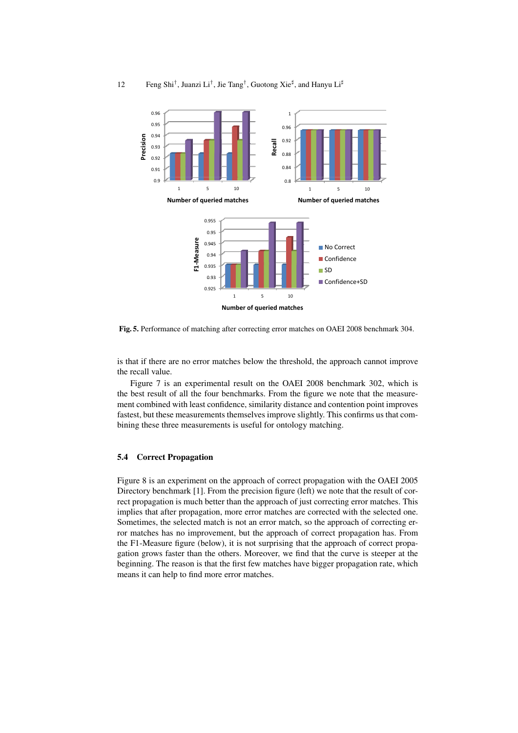Fig. 5. Performance of matching after correcting error matches on OAEI 2008 benchmark 304.

is that if there are no error matches below the threshold, the approach cannot improve the recall value.

Figure 7 is an experimental result on the OAEI 2008 benchmark 302, which is the best result of all the four benchmarks. From the figure we note that the measurement combined with least confidence, similarity distance and contention point improves fastest, but these measurements themselves improve slightly. This confirms us that combining these three measurements is useful for ontology matching.

### 5.4 Correct Propagation

Figure 8 is an experiment on the approach of correct propagation with the OAEI 2005 Directory benchmark [1]. From the precision figure (left) we note that the result of correct propagation is much better than the approach of just correcting error matches. This implies that after propagation, more error matches are corrected with the selected one. Sometimes, the selected match is not an error match, so the approach of correcting error matches has no improvement, but the approach of correct propagation has. From the F1-Measure figure (below), it is not surprising that the approach of correct propagation grows faster than the others. Moreover, we find that the curve is steeper at the beginning. The reason is that the first few matches have bigger propagation rate, which means it can help to find more error matches.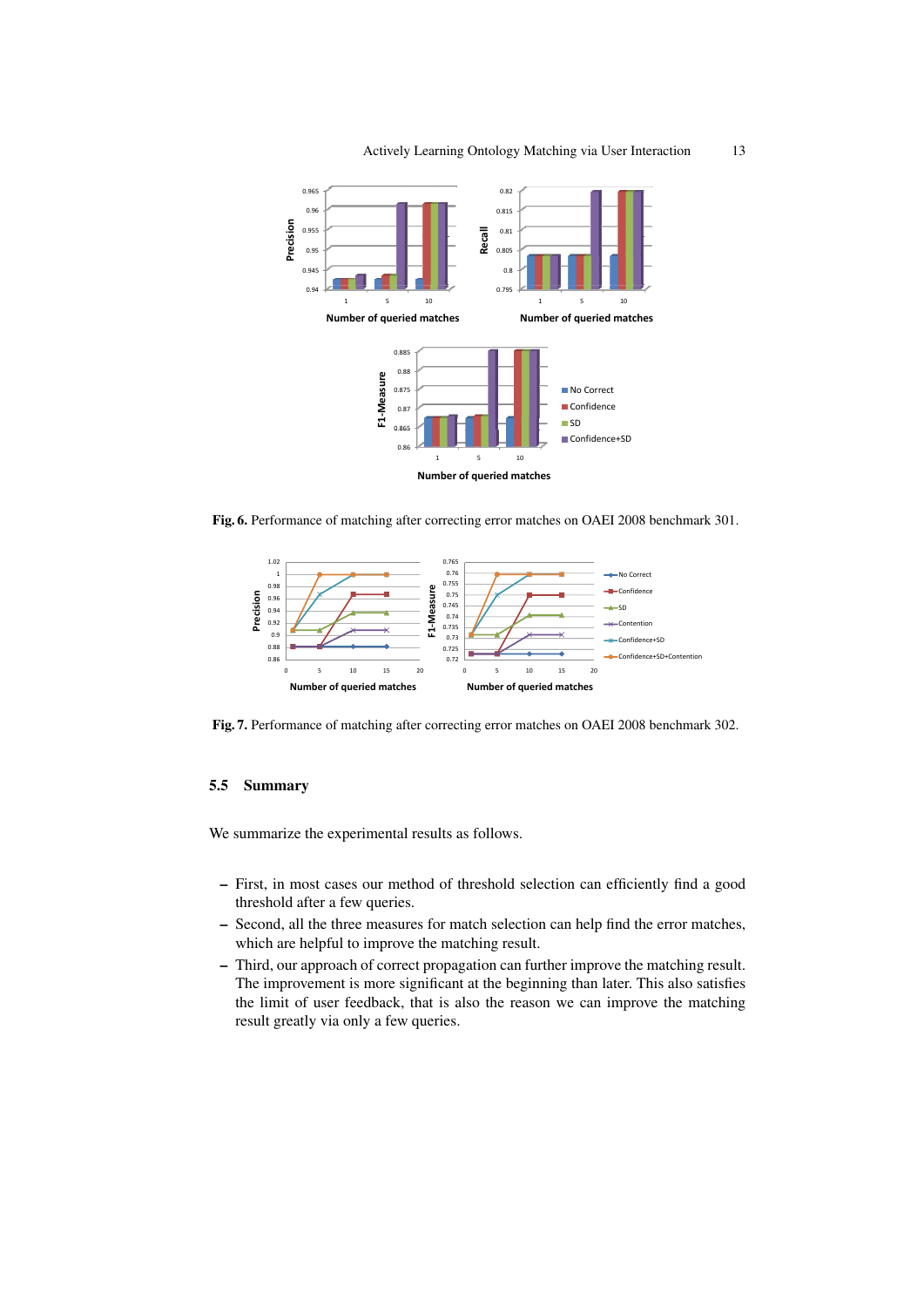**Fig. 6.** Performance of matching after correcting error matches on OAEI 2008 benchmark 301.

**Fig. 7.** Performance of matching after correcting error matches on OAEI 2008 benchmark 302.

### 5.5 Summary

We summarize the experimental results as follows.

- First, in most cases our method of threshold selection can efficiently find a good threshold after a few queries.
- Second, all the three measures for match selection can help find the error matches, which are helpful to improve the matching result.
- Third, our approach of correct propagation can further improve the matching result. The improvement is more significant at the beginning than later. This also satisfies the limit of user feedback, that is also the reason we can improve the matching result greatly via only a few queries.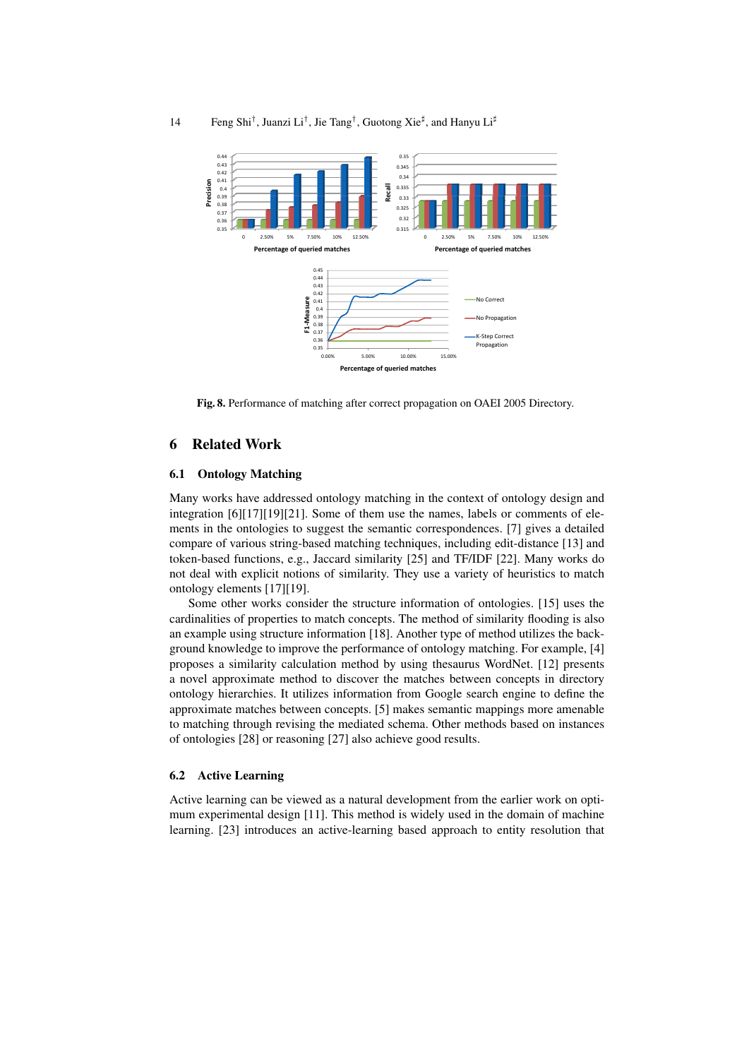**Fig. 8.** Performance of matching after correct propagation on OAEI 2005 Directory.

## 6 Related Work

### 6.1 Ontology Matching

Many works have addressed ontology matching in the context of ontology design and integration [6][17][19][21]. Some of them use the names, labels or comments of elements in the ontologies to suggest the semantic correspondences. [7] gives a detailed compare of various string-based matching techniques, including edit-distance [13] and token-based functions, e.g., Jaccard similarity [25] and TF/IDF [22]. Many works do not deal with explicit notions of similarity. They use a variety of heuristics to match ontology elements [17][19].

Some other works consider the structure information of ontologies. [15] uses the cardinalities of properties to match concepts. The method of similarity flooding is also an example using structure information [18]. Another type of method utilizes the background knowledge to improve the performance of ontology matching. For example, [4] proposes a similarity calculation method by using thesaurus WordNet. [12] presents a novel approximate method to discover the matches between concepts in directory ontology hierarchies. It utilizes information from Google search engine to define the approximate matches between concepts. [5] makes semantic mappings more amenable to matching through revising the mediated schema. Other methods based on instances of ontologies [28] or reasoning [27] also achieve good results.

### 6.2 Active Learning

Active learning can be viewed as a natural development from the earlier work on optimum experimental design [11]. This method is widely used in the domain of machine learning. [23] introduces an active-learning based approach to entity resolution that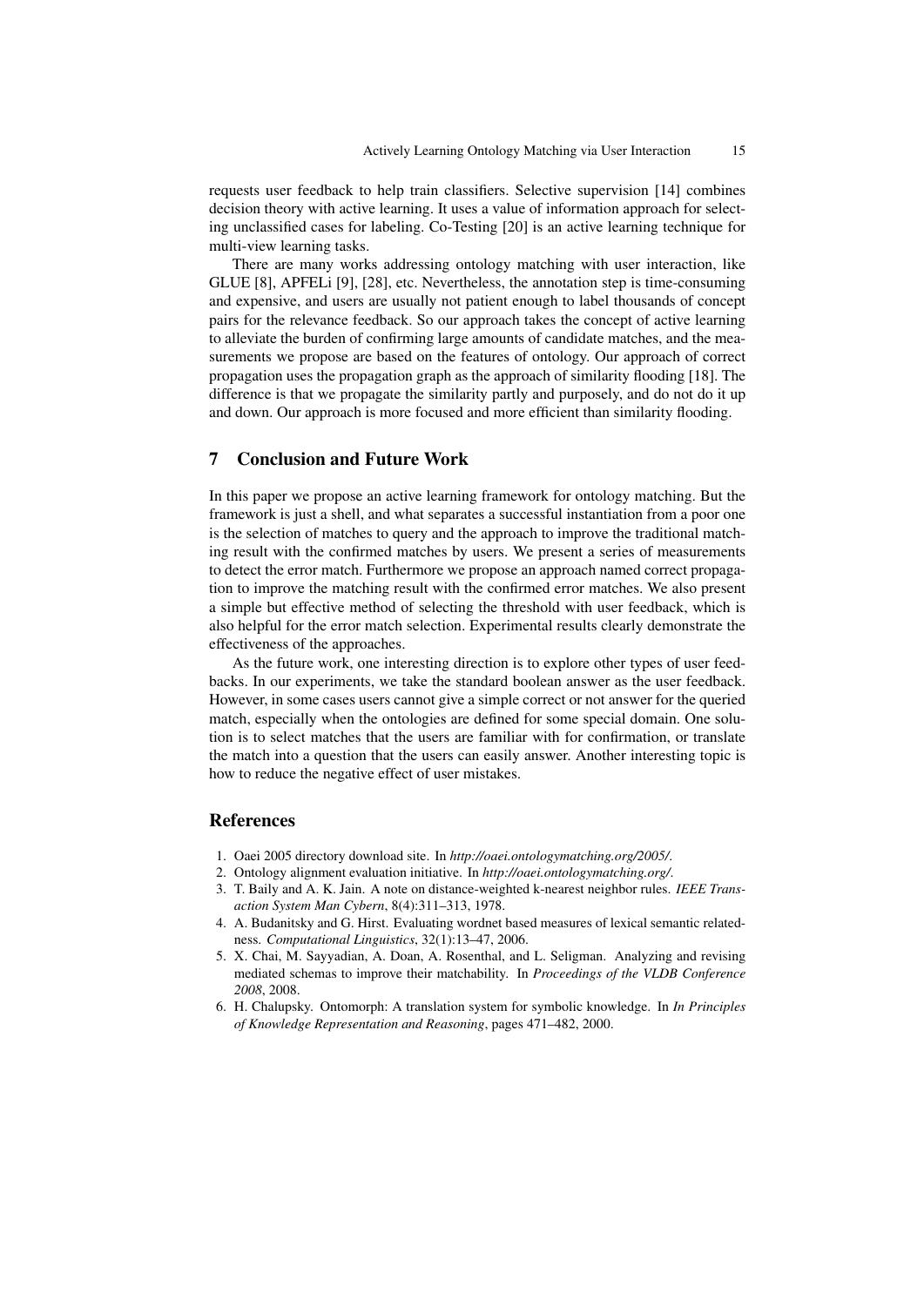requests user feedback to help train classifiers. Selective supervision [14] combines decision theory with active learning. It uses a value of information approach for selecting unclassified cases for labeling. Co-Testing [20] is an active learning technique for multi-view learning tasks.

There are many works addressing ontology matching with user interaction, like GLUE [8], APFELi [9], [28], etc. Nevertheless, the annotation step is time-consuming and expensive, and users are usually not patient enough to label thousands of concept pairs for the relevance feedback. So our approach takes the concept of active learning to alleviate the burden of confirming large amounts of candidate matches, and the measurements we propose are based on the features of ontology. Our approach of correct propagation uses the propagation graph as the approach of similarity flooding [18]. The difference is that we propagate the similarity partly and purposely, and do not do it up and down. Our approach is more focused and more efficient than similarity flooding.

## 7 Conclusion and Future Work

In this paper we propose an active learning framework for ontology matching. But the framework is just a shell, and what separates a successful instantiation from a poor one is the selection of matches to query and the approach to improve the traditional matching result with the confirmed matches by users. We present a series of measurements to detect the error match. Furthermore we propose an approach named correct propagation to improve the matching result with the confirmed error matches. We also present a simple but effective method of selecting the threshold with user feedback, which is also helpful for the error match selection. Experimental results clearly demonstrate the effectiveness of the approaches.

As the future work, one interesting direction is to explore other types of user feedbacks. In our experiments, we take the standard boolean answer as the user feedback. However, in some cases users cannot give a simple correct or not answer for the queried match, especially when the ontologies are defined for some special domain. One solution is to select matches that the users are familiar with for confirmation, or translate the match into a question that the users can easily answer. Another interesting topic is how to reduce the negative effect of user mistakes.

## References

1. Oaei 2005 directory download site. In *http://oaei.ontologymatching.org/2005/*.
2. Ontology alignment evaluation initiative. In *http://oaei.ontologymatching.org/*.
3. T. Baily and A. K. Jain. A note on distance-weighted k-nearest neighbor rules. *IEEE Transaction System Man Cybern*, 8(4):311–313, 1978.
4. A. Budanitsky and G. Hirst. Evaluating wordnet based measures of lexical semantic relatedness. *Computational Linguistics*, 32(1):13–47, 2006.
5. X. Chai, M. Sayyadian, A. Doan, A. Rosenthal, and L. Seligman. Analyzing and revising mediated schemas to improve their matchability. In *Proceedings of the VLDB Conference 2008*, 2008.
6. H. Chalupsky. Ontomorph: A translation system for symbolic knowledge. In *In Principles of Knowledge Representation and Reasoning*, pages 471–482, 2000.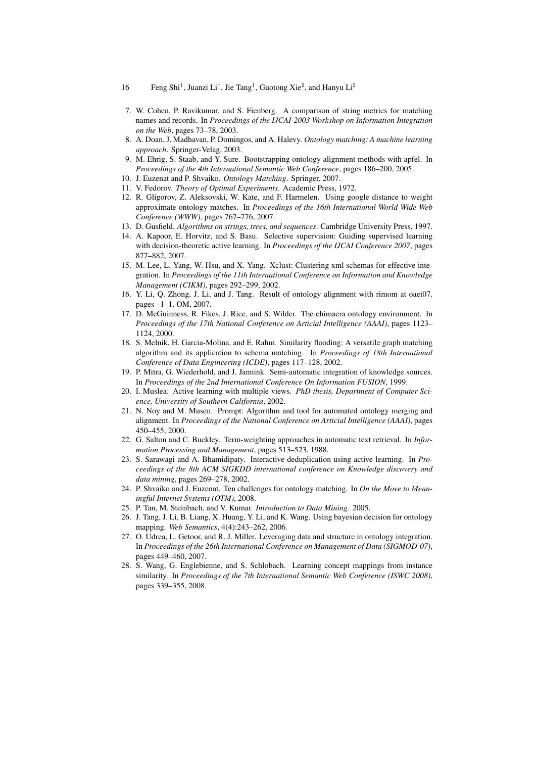7. W. Cohen, P. Ravikumar, and S. Fienberg. A comparison of string metrics for matching names and records. In *Proceedings of the IJCAI-2003 Workshop on Information Integration on the Web*, pages 73–78, 2003.
8. A. Doan, J. Madhavan, P. Domingos, and A. Halevy. *Ontology matching: A machine learning approach*. Springer-Velag, 2003.
9. M. Ehrig, S. Staab, and Y. Sure. Bootstrapping ontology alignment methods with apfel. In *Proceedings of the 4th International Semantic Web Conference*, pages 186–200, 2005.
10. J. Euzenat and P. Shvaiko. *Ontology Matching*. Springer, 2007.
11. V. Fedorov. *Theory of Optimal Experiments*. Academic Press, 1972.
12. R. Gligorov, Z. Aleksovski, W. Kate, and F. Harmelen. Using google distance to weight approximate ontology matches. In *Proceedings of the 16th International World Wide Web Conference (WWW)*, pages 767–776, 2007.
13. D. Gusfield. *Algorithms on strings, trees, and sequences*. Cambridge University Press, 1997.
14. A. Kapoor, E. Horvitz, and S. Basu. Selective supervision: Guiding supervised learning with decision-theoretic active learning. In *Proceedings of the IJCAI Conference 2007*, pages 877–882, 2007.
15. M. Lee, L. Yang, W. Hsu, and X. Yang. Xclust: Clustering xml schemas for effective integration. In *Proceedings of the 11th International Conference on Information and Knowledge Management (CIKM)*, pages 292–299, 2002.
16. Y. Li, Q. Zhong, J. Li, and J. Tang. Result of ontology alignment with rimom at oaei07. pages –1–1. OM, 2007.
17. D. McGuinness, R. Fikes, J. Rice, and S. Wilder. The chimaera ontology environment. In *Proceedings of the 17th National Conference on Articial Intelligence (AAAI)*, pages 1123–1124, 2000.
18. S. Melnik, H. Garcia-Molina, and E. Rahm. Similarity flooding: A versatile graph matching algorithm and its application to schema matching. In *Proceedings of 18th International Conference of Data Engineering (ICDE)*, pages 117–128, 2002.
19. P. Mitra, G. Wiederhold, and J. Jannink. Semi-automatic integration of knowledge sources. In *Proceedings of the 2nd International Conference On Information FUSION*, 1999.
20. I. Muslea. Active learning with multiple views. *PhD thesis, Department of Computer Science, University of Southern California*, 2002.
21. N. Noy and M. Musen. Prompt: Algorithm and tool for automated ontology merging and alignment. In *Proceedings of the National Conference on Articial Intelligence (AAAI)*, pages 450–455, 2000.
22. G. Salton and C. Buckley. Term-weighting approaches in automatic text retrieval. In *Information Processing and Management*, pages 513–523, 1988.
23. S. Sarawagi and A. Bhamidipaty. Interactive deduplication using active learning. In *Proceedings of the 8th ACM SIGKDD international conference on Knowledge discovery and data mining*, pages 269–278, 2002.
24. P. Shvaiko and J. Euzenat. Ten challenges for ontology matching. In *On the Move to Meaningful Internet Systems (OTM)*, 2008.
25. P. Tan, M. Steinbach, and V. Kumar. *Introduction to Data Mining*. 2005.
26. J. Tang, J. Li, B. Liang, X. Huang, Y. Li, and K. Wang. Using bayesian decision for ontology mapping. *Web Semantics*, 4(4):243–262, 2006.
27. O. Udrea, L. Getoor, and R. J. Miller. Leveraging data and structure in ontology integration. In *Proceedings of the 26th International Conference on Management of Data (SIGMOD'07)*, pages 449–460, 2007.
28. S. Wang, G. Englebienne, and S. Schlobach. Learning concept mappings from instance similarity. In *Proceedings of the 7th International Semantic Web Conference (ISWC 2008)*, pages 339–355, 2008.